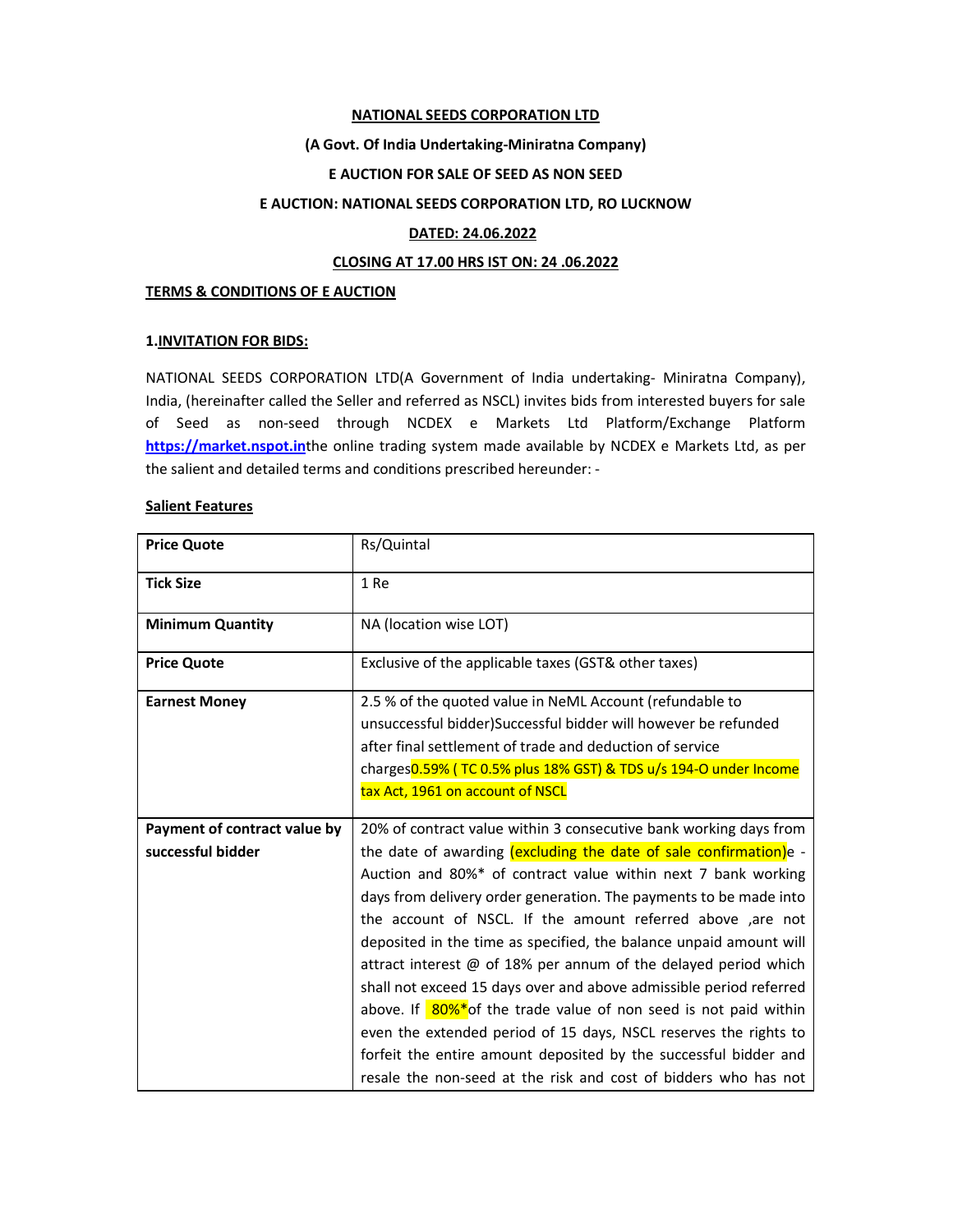**NATIONAL SEEDS CORPORATION LTD**

**(A Govt. Of India Undertaking-Miniratna Company)**

**E AUCTION FOR SALE OF SEED AS NON SEED**

**E AUCTION: NATIONAL SEEDS CORPORATION LTD, RO LUCKNOW**

**DATED: 24.06.2022**

**CLOSING AT 17.00 HRS IST ON: 24 .06.2022**

**TERMS & CONDITIONS OF E AUCTION**

**1.INVITATION FOR BIDS:**

NATIONAL SEEDS CORPORATION LTD(A Government of India undertaking- Miniratna Company), India, (hereinafter called the Seller and referred as NSCL) invites bids from interested buyers for sale of Seed as non-seed through NCDEX e Markets Ltd Platform/Exchange Platform **https://market.nspot.in**the online trading system made available by NCDEX e Markets Ltd, as per the salient and detailed terms and conditions prescribed hereunder: -

**Salient Features**

| | |
|---|---|
| **Price Quote** | Rs/Quintal |
| **Tick Size** | 1 Re |
| **Minimum Quantity** | NA (location wise LOT) |
| **Price Quote** | Exclusive of the applicable taxes (GST& other taxes) |
| **Earnest Money** | 2.5 % of the quoted value in NeML Account (refundable to unsuccessful bidder)Successful bidder will however be refunded after final settlement of trade and deduction of service charges0.59% ( TC 0.5% plus 18% GST) & TDS u/s 194-O under Income tax Act, 1961 on account of NSCL |
| **Payment of contract value by successful bidder** | 20% of contract value within 3 consecutive bank working days from the date of awarding (excluding the date of sale confirmation)e - Auction and 80%* of contract value within next 7 bank working days from delivery order generation. The payments to be made into the account of NSCL. If the amount referred above ,are not deposited in the time as specified, the balance unpaid amount will attract interest @ of 18% per annum of the delayed period which shall not exceed 15 days over and above admissible period referred above. If 80%*of the trade value of non seed is not paid within even the extended period of 15 days, NSCL reserves the rights to forfeit the entire amount deposited by the successful bidder and resale the non-seed at the risk and cost of bidders who has not |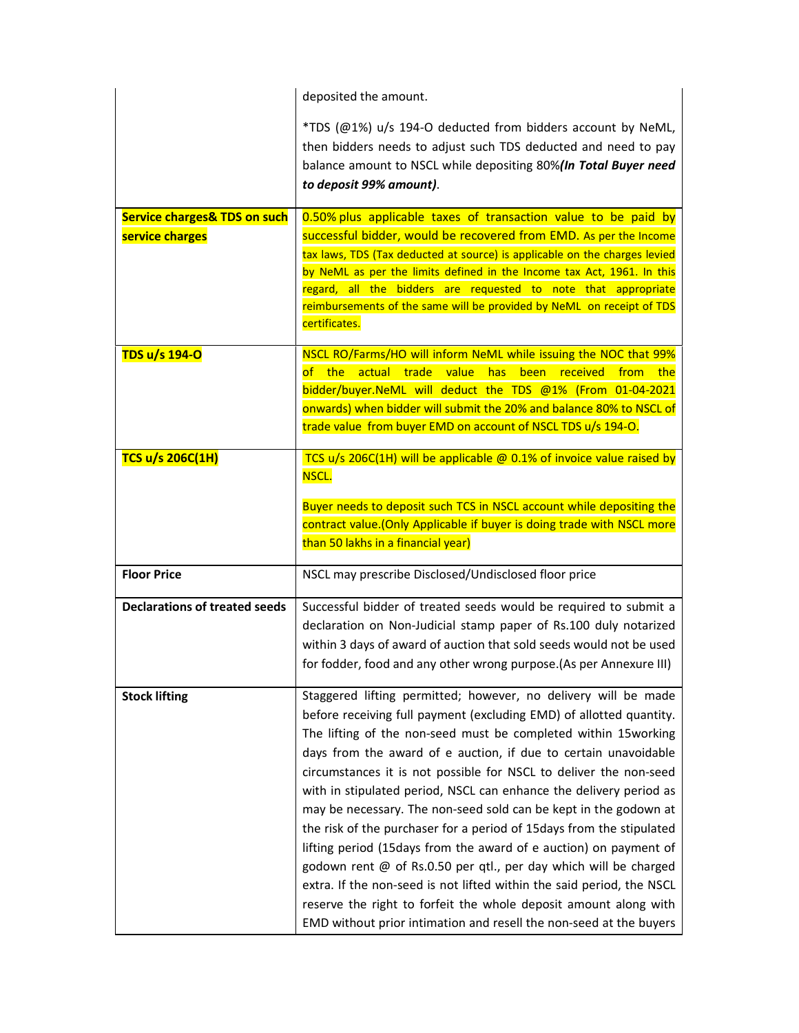| | |
|---|---|
| | deposited the amount.<br><br>*TDS (@1%) u/s 194-O deducted from bidders account by NeML, then bidders needs to adjust such TDS deducted and need to pay balance amount to NSCL while depositing 80%***(In Total Buyer need to deposit 99% amount)**. |
| **Service charges& TDS on such service charges** | 0.50% plus applicable taxes of transaction value to be paid by successful bidder, would be recovered from EMD. As per the Income tax laws, TDS (Tax deducted at source) is applicable on the charges levied by NeML as per the limits defined in the Income tax Act, 1961. In this regard, all the bidders are requested to note that appropriate reimbursements of the same will be provided by NeML on receipt of TDS certificates. |
| **TDS u/s 194-O** | NSCL RO/Farms/HO will inform NeML while issuing the NOC that 99% of the actual trade value has been received from the bidder/buyer.NeML will deduct the TDS @1% (From 01-04-2021 onwards) when bidder will submit the 20% and balance 80% to NSCL of trade value from buyer EMD on account of NSCL TDS u/s 194-O. |
| **TCS u/s 206C(1H)** | TCS u/s 206C(1H) will be applicable @ 0.1% of invoice value raised by NSCL.<br><br>Buyer needs to deposit such TCS in NSCL account while depositing the contract value.(Only Applicable if buyer is doing trade with NSCL more than 50 lakhs in a financial year) |
| **Floor Price** | NSCL may prescribe Disclosed/Undisclosed floor price |
| **Declarations of treated seeds** | Successful bidder of treated seeds would be required to submit a declaration on Non-Judicial stamp paper of Rs.100 duly notarized within 3 days of award of auction that sold seeds would not be used for fodder, food and any other wrong purpose.(As per Annexure III) |
| **Stock lifting** | Staggered lifting permitted; however, no delivery will be made before receiving full payment (excluding EMD) of allotted quantity. The lifting of the non-seed must be completed within 15working days from the award of e auction, if due to certain unavoidable circumstances it is not possible for NSCL to deliver the non-seed with in stipulated period, NSCL can enhance the delivery period as may be necessary. The non-seed sold can be kept in the godown at the risk of the purchaser for a period of 15days from the stipulated lifting period (15days from the award of e auction) on payment of godown rent @ of Rs.0.50 per qtl., per day which will be charged extra. If the non-seed is not lifted within the said period, the NSCL reserve the right to forfeit the whole deposit amount along with EMD without prior intimation and resell the non-seed at the buyers |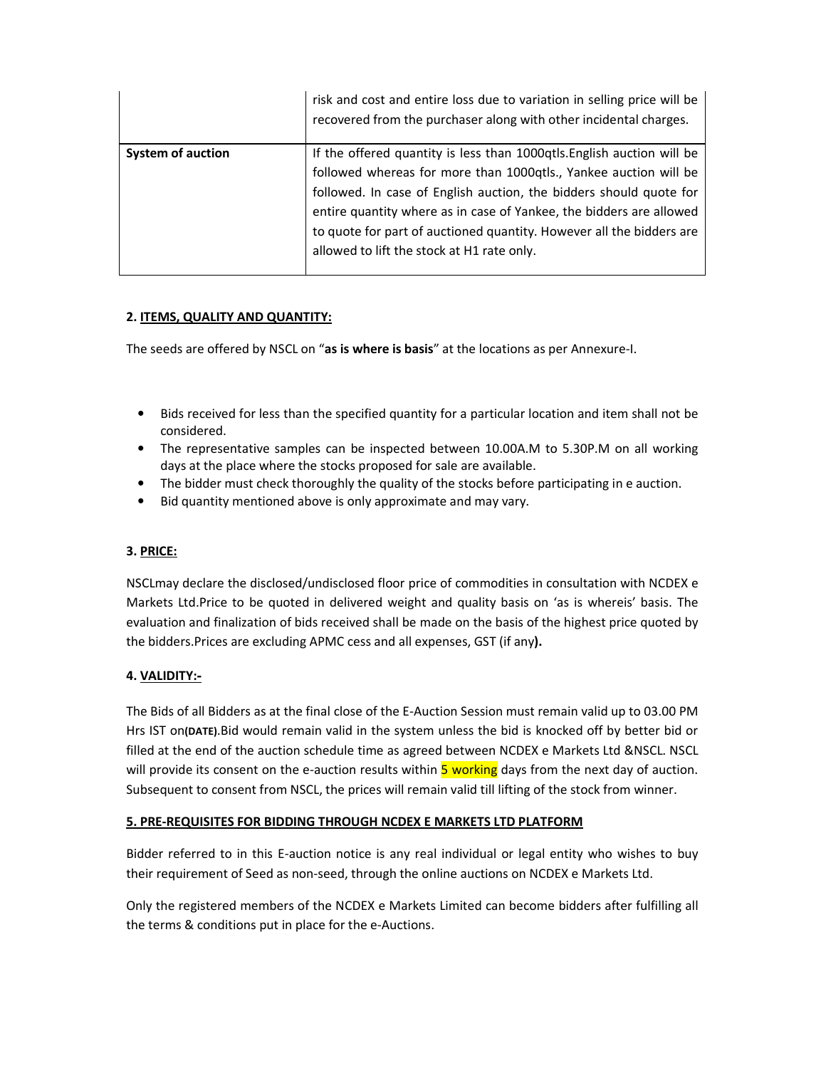| | |
|---|---|
| | risk and cost and entire loss due to variation in selling price will be recovered from the purchaser along with other incidental charges. |
| **System of auction** | If the offered quantity is less than 1000qtls.English auction will be followed whereas for more than 1000qtls., Yankee auction will be followed. In case of English auction, the bidders should quote for entire quantity where as in case of Yankee, the bidders are allowed to quote for part of auctioned quantity. However all the bidders are allowed to lift the stock at H1 rate only. |

**2. ITEMS, QUALITY AND QUANTITY:**

The seeds are offered by NSCL on "**as is where is basis**" at the locations as per Annexure-I.

- Bids received for less than the specified quantity for a particular location and item shall not be considered.
- The representative samples can be inspected between 10.00A.M to 5.30P.M on all working days at the place where the stocks proposed for sale are available.
- The bidder must check thoroughly the quality of the stocks before participating in e auction.
- Bid quantity mentioned above is only approximate and may vary.

**3. PRICE:**

NSCLmay declare the disclosed/undisclosed floor price of commodities in consultation with NCDEX e Markets Ltd.Price to be quoted in delivered weight and quality basis on 'as is whereis' basis. The evaluation and finalization of bids received shall be made on the basis of the highest price quoted by the bidders.Prices are excluding APMC cess and all expenses, GST (if any**).**

**4. VALIDITY:-**

The Bids of all Bidders as at the final close of the E-Auction Session must remain valid up to 03.00 PM Hrs IST on**(DATE)**.Bid would remain valid in the system unless the bid is knocked off by better bid or filled at the end of the auction schedule time as agreed between NCDEX e Markets Ltd &NSCL. NSCL will provide its consent on the e-auction results within 5 working days from the next day of auction. Subsequent to consent from NSCL, the prices will remain valid till lifting of the stock from winner.

**5. PRE-REQUISITES FOR BIDDING THROUGH NCDEX E MARKETS LTD PLATFORM**

Bidder referred to in this E-auction notice is any real individual or legal entity who wishes to buy their requirement of Seed as non-seed, through the online auctions on NCDEX e Markets Ltd.

Only the registered members of the NCDEX e Markets Limited can become bidders after fulfilling all the terms & conditions put in place for the e-Auctions.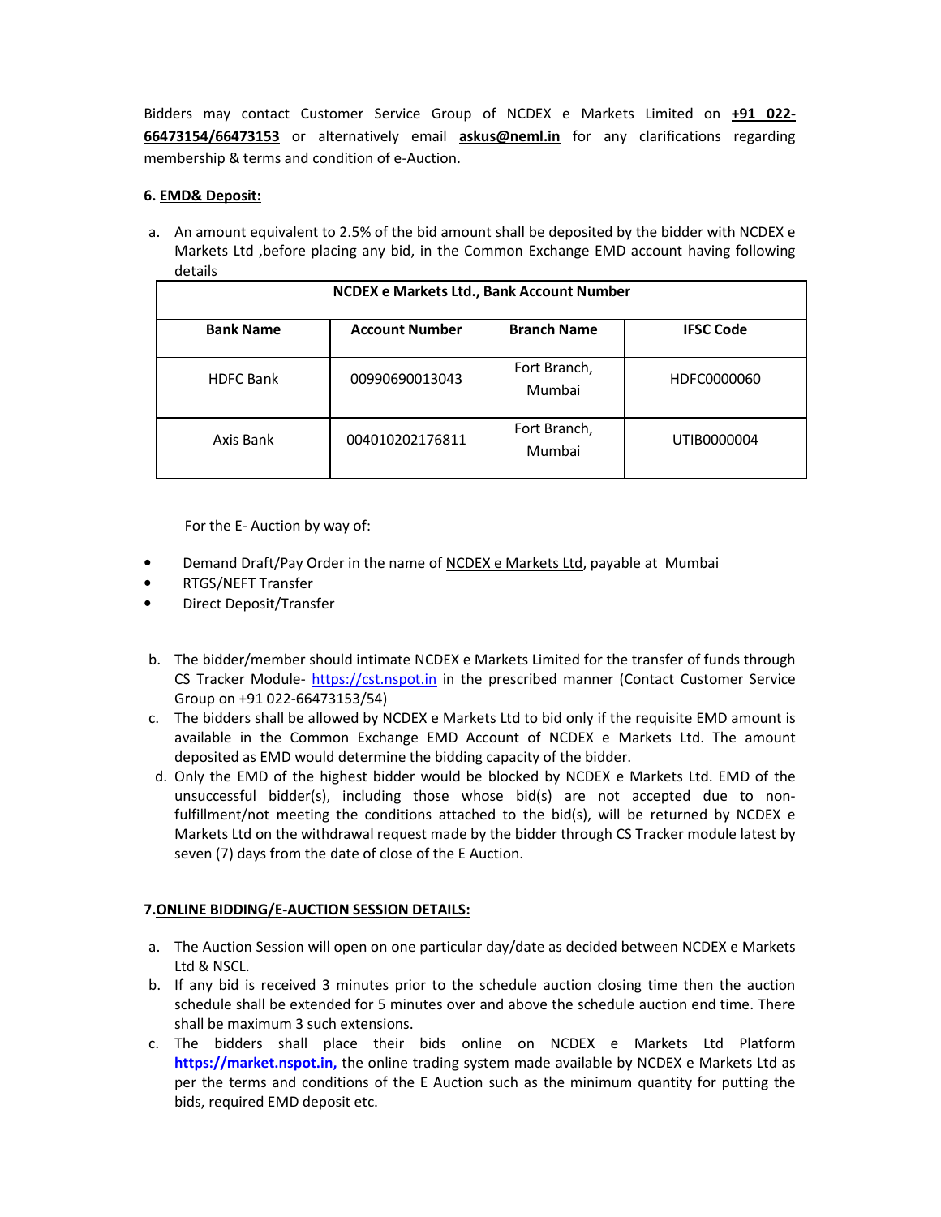Bidders may contact Customer Service Group of NCDEX e Markets Limited on **+91 022-66473154/66473153** or alternatively email **askus@neml.in** for any clarifications regarding membership & terms and condition of e-Auction.

**6. EMD& Deposit:**

a. An amount equivalent to 2.5% of the bid amount shall be deposited by the bidder with NCDEX e Markets Ltd ,before placing any bid, in the Common Exchange EMD account having following details

| NCDEX e Markets Ltd., Bank Account Number | | | |
|---|---|---|---|
| **Bank Name** | **Account Number** | **Branch Name** | **IFSC Code** |
| HDFC Bank | 00990690013043 | Fort Branch, Mumbai | HDFC0000060 |
| Axis Bank | 004010202176811 | Fort Branch, Mumbai | UTIB0000004 |

For the E- Auction by way of:

- Demand Draft/Pay Order in the name of NCDEX e Markets Ltd, payable at Mumbai
- RTGS/NEFT Transfer
- Direct Deposit/Transfer

b. The bidder/member should intimate NCDEX e Markets Limited for the transfer of funds through CS Tracker Module- https://cst.nspot.in in the prescribed manner (Contact Customer Service Group on +91 022-66473153/54)

c. The bidders shall be allowed by NCDEX e Markets Ltd to bid only if the requisite EMD amount is available in the Common Exchange EMD Account of NCDEX e Markets Ltd. The amount deposited as EMD would determine the bidding capacity of the bidder.

d. Only the EMD of the highest bidder would be blocked by NCDEX e Markets Ltd. EMD of the unsuccessful bidder(s), including those whose bid(s) are not accepted due to non-fulfillment/not meeting the conditions attached to the bid(s), will be returned by NCDEX e Markets Ltd on the withdrawal request made by the bidder through CS Tracker module latest by seven (7) days from the date of close of the E Auction.

**7.ONLINE BIDDING/E-AUCTION SESSION DETAILS:**

a. The Auction Session will open on one particular day/date as decided between NCDEX e Markets Ltd & NSCL.

b. If any bid is received 3 minutes prior to the schedule auction closing time then the auction schedule shall be extended for 5 minutes over and above the schedule auction end time. There shall be maximum 3 such extensions.

c. The bidders shall place their bids online on NCDEX e Markets Ltd Platform **https://market.nspot.in,** the online trading system made available by NCDEX e Markets Ltd as per the terms and conditions of the E Auction such as the minimum quantity for putting the bids, required EMD deposit etc.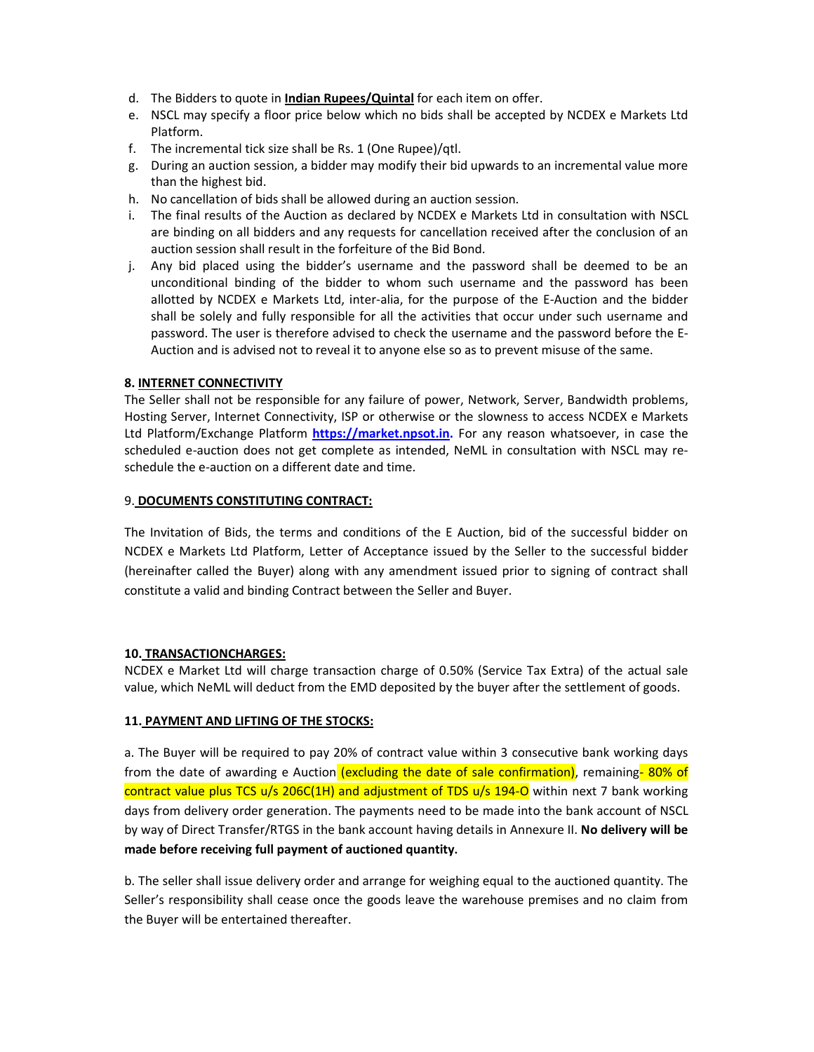d. The Bidders to quote in **Indian Rupees/Quintal** for each item on offer.
e. NSCL may specify a floor price below which no bids shall be accepted by NCDEX e Markets Ltd Platform.
f. The incremental tick size shall be Rs. 1 (One Rupee)/qtl.
g. During an auction session, a bidder may modify their bid upwards to an incremental value more than the highest bid.
h. No cancellation of bids shall be allowed during an auction session.
i. The final results of the Auction as declared by NCDEX e Markets Ltd in consultation with NSCL are binding on all bidders and any requests for cancellation received after the conclusion of an auction session shall result in the forfeiture of the Bid Bond.
j. Any bid placed using the bidder's username and the password shall be deemed to be an unconditional binding of the bidder to whom such username and the password has been allotted by NCDEX e Markets Ltd, inter-alia, for the purpose of the E-Auction and the bidder shall be solely and fully responsible for all the activities that occur under such username and password. The user is therefore advised to check the username and the password before the E-Auction and is advised not to reveal it to anyone else so as to prevent misuse of the same.

**8. INTERNET CONNECTIVITY**

The Seller shall not be responsible for any failure of power, Network, Server, Bandwidth problems, Hosting Server, Internet Connectivity, ISP or otherwise or the slowness to access NCDEX e Markets Ltd Platform/Exchange Platform **https://market.npsot.in.** For any reason whatsoever, in case the scheduled e-auction does not get complete as intended, NeML in consultation with NSCL may re-schedule the e-auction on a different date and time.

**9. DOCUMENTS CONSTITUTING CONTRACT:**

The Invitation of Bids, the terms and conditions of the E Auction, bid of the successful bidder on NCDEX e Markets Ltd Platform, Letter of Acceptance issued by the Seller to the successful bidder (hereinafter called the Buyer) along with any amendment issued prior to signing of contract shall constitute a valid and binding Contract between the Seller and Buyer.

**10. TRANSACTIONCHARGES:**

NCDEX e Market Ltd will charge transaction charge of 0.50% (Service Tax Extra) of the actual sale value, which NeML will deduct from the EMD deposited by the buyer after the settlement of goods.

**11. PAYMENT AND LIFTING OF THE STOCKS:**

a. The Buyer will be required to pay 20% of contract value within 3 consecutive bank working days from the date of awarding e Auction (excluding the date of sale confirmation), remaining- 80% of contract value plus TCS u/s 206C(1H) and adjustment of TDS u/s 194-O within next 7 bank working days from delivery order generation. The payments need to be made into the bank account of NSCL by way of Direct Transfer/RTGS in the bank account having details in Annexure II. **No delivery will be made before receiving full payment of auctioned quantity.**

b. The seller shall issue delivery order and arrange for weighing equal to the auctioned quantity. The Seller's responsibility shall cease once the goods leave the warehouse premises and no claim from the Buyer will be entertained thereafter.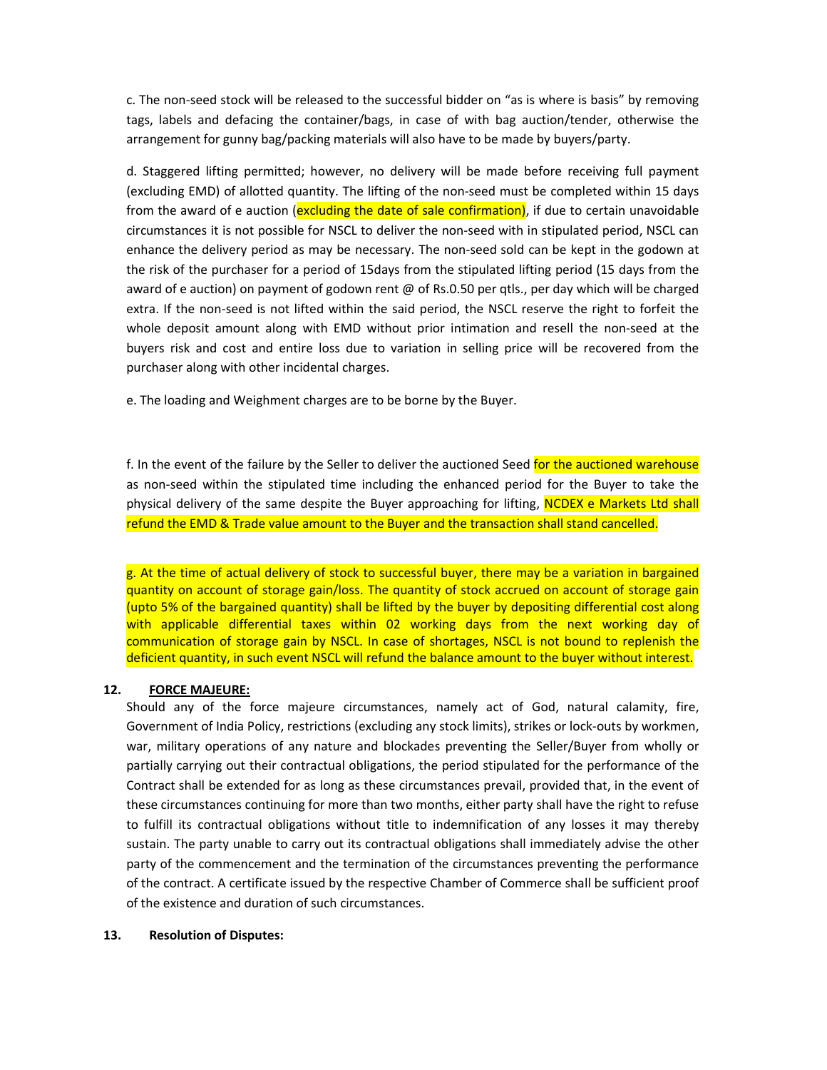c. The non-seed stock will be released to the successful bidder on "as is where is basis" by removing tags, labels and defacing the container/bags, in case of with bag auction/tender, otherwise the arrangement for gunny bag/packing materials will also have to be made by buyers/party.

d. Staggered lifting permitted; however, no delivery will be made before receiving full payment (excluding EMD) of allotted quantity. The lifting of the non-seed must be completed within 15 days from the award of e auction (excluding the date of sale confirmation), if due to certain unavoidable circumstances it is not possible for NSCL to deliver the non-seed with in stipulated period, NSCL can enhance the delivery period as may be necessary. The non-seed sold can be kept in the godown at the risk of the purchaser for a period of 15days from the stipulated lifting period (15 days from the award of e auction) on payment of godown rent @ of Rs.0.50 per qtls., per day which will be charged extra. If the non-seed is not lifted within the said period, the NSCL reserve the right to forfeit the whole deposit amount along with EMD without prior intimation and resell the non-seed at the buyers risk and cost and entire loss due to variation in selling price will be recovered from the purchaser along with other incidental charges.

e. The loading and Weighment charges are to be borne by the Buyer.

f. In the event of the failure by the Seller to deliver the auctioned Seed for the auctioned warehouse as non-seed within the stipulated time including the enhanced period for the Buyer to take the physical delivery of the same despite the Buyer approaching for lifting, NCDEX e Markets Ltd shall refund the EMD & Trade value amount to the Buyer and the transaction shall stand cancelled.

g. At the time of actual delivery of stock to successful buyer, there may be a variation in bargained quantity on account of storage gain/loss. The quantity of stock accrued on account of storage gain (upto 5% of the bargained quantity) shall be lifted by the buyer by depositing differential cost along with applicable differential taxes within 02 working days from the next working day of communication of storage gain by NSCL. In case of shortages, NSCL is not bound to replenish the deficient quantity, in such event NSCL will refund the balance amount to the buyer without interest.

## 12. FORCE MAJEURE:

Should any of the force majeure circumstances, namely act of God, natural calamity, fire, Government of India Policy, restrictions (excluding any stock limits), strikes or lock-outs by workmen, war, military operations of any nature and blockades preventing the Seller/Buyer from wholly or partially carrying out their contractual obligations, the period stipulated for the performance of the Contract shall be extended for as long as these circumstances prevail, provided that, in the event of these circumstances continuing for more than two months, either party shall have the right to refuse to fulfill its contractual obligations without title to indemnification of any losses it may thereby sustain. The party unable to carry out its contractual obligations shall immediately advise the other party of the commencement and the termination of the circumstances preventing the performance of the contract. A certificate issued by the respective Chamber of Commerce shall be sufficient proof of the existence and duration of such circumstances.

## 13. Resolution of Disputes: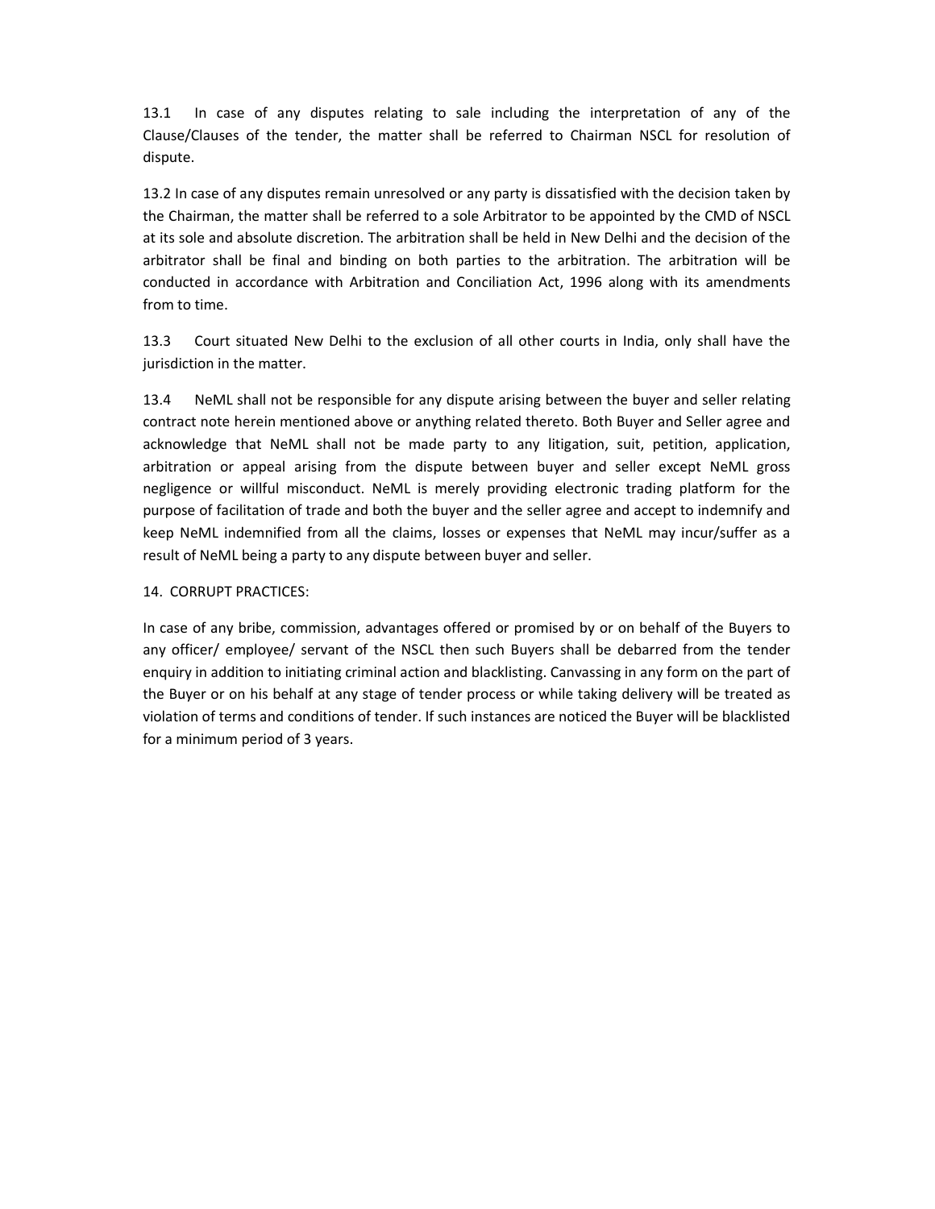13.1 In case of any disputes relating to sale including the interpretation of any of the Clause/Clauses of the tender, the matter shall be referred to Chairman NSCL for resolution of dispute.

13.2 In case of any disputes remain unresolved or any party is dissatisfied with the decision taken by the Chairman, the matter shall be referred to a sole Arbitrator to be appointed by the CMD of NSCL at its sole and absolute discretion. The arbitration shall be held in New Delhi and the decision of the arbitrator shall be final and binding on both parties to the arbitration. The arbitration will be conducted in accordance with Arbitration and Conciliation Act, 1996 along with its amendments from to time.

13.3 Court situated New Delhi to the exclusion of all other courts in India, only shall have the jurisdiction in the matter.

13.4 NeML shall not be responsible for any dispute arising between the buyer and seller relating contract note herein mentioned above or anything related thereto. Both Buyer and Seller agree and acknowledge that NeML shall not be made party to any litigation, suit, petition, application, arbitration or appeal arising from the dispute between buyer and seller except NeML gross negligence or willful misconduct. NeML is merely providing electronic trading platform for the purpose of facilitation of trade and both the buyer and the seller agree and accept to indemnify and keep NeML indemnified from all the claims, losses or expenses that NeML may incur/suffer as a result of NeML being a party to any dispute between buyer and seller.

14. CORRUPT PRACTICES:

In case of any bribe, commission, advantages offered or promised by or on behalf of the Buyers to any officer/ employee/ servant of the NSCL then such Buyers shall be debarred from the tender enquiry in addition to initiating criminal action and blacklisting. Canvassing in any form on the part of the Buyer or on his behalf at any stage of tender process or while taking delivery will be treated as violation of terms and conditions of tender. If such instances are noticed the Buyer will be blacklisted for a minimum period of 3 years.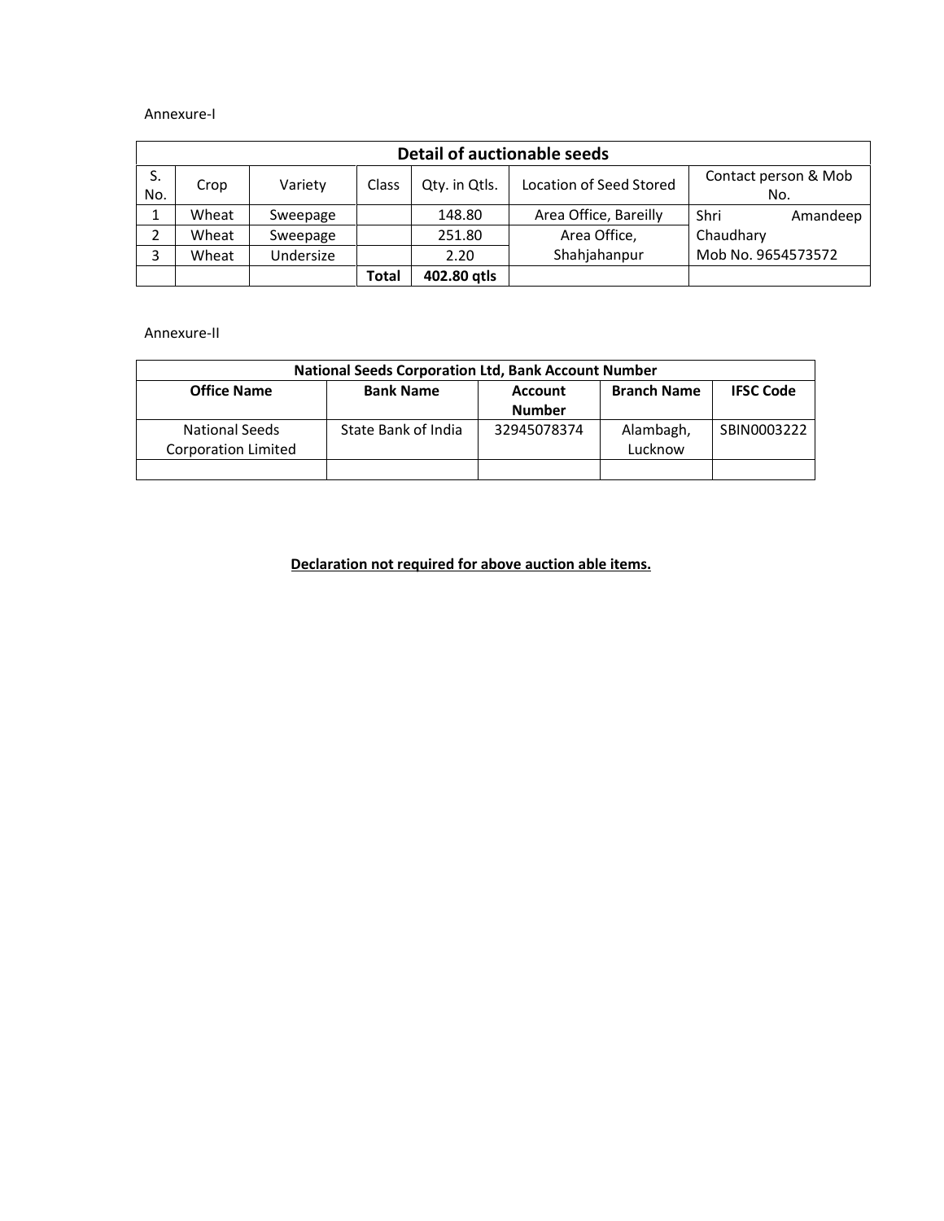Annexure-I

| Detail of auctionable seeds | | | | | | |
|---|---|---|---|---|---|---|
| S. No. | Crop | Variety | Class | Qty. in Qtls. | Location of Seed Stored | Contact person & Mob No. |
| 1 | Wheat | Sweepage | | 148.80 | Area Office, Bareilly | Shri Amandeep Chaudhary Mob No. 9654573572 |
| 2 | Wheat | Sweepage | | 251.80 | Area Office, Shahjahanpur | |
| 3 | Wheat | Undersize | | 2.20 | | |
| | | | **Total** | **402.80 qtls** | | |

Annexure-II

| National Seeds Corporation Ltd, Bank Account Number | | | | |
|---|---|---|---|---|
| **Office Name** | **Bank Name** | **Account Number** | **Branch Name** | **IFSC Code** |
| National Seeds Corporation Limited | State Bank of India | 32945078374 | Alambagh, Lucknow | SBIN0003222 |
| | | | | |

**Declaration not required for above auction able items.**